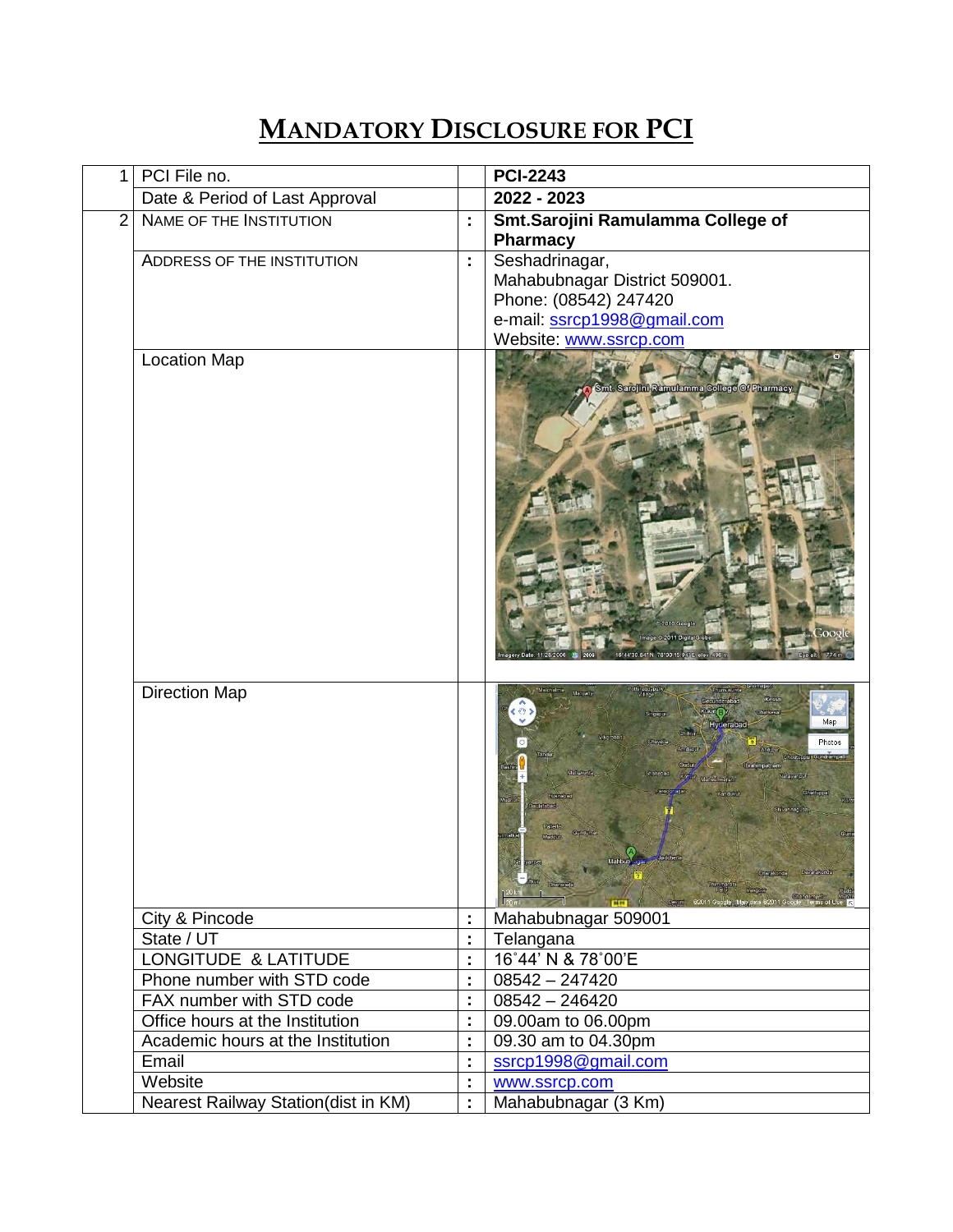# MANDATORY DISCLOSURE FOR PCI

| | | | |
|---|---|---|---|
| 1 | PCI File no. | | **PCI-2243** |
| | Date & Period of Last Approval | | **2022 - 2023** |
| 2 | NAME OF THE INSTITUTION | : | **Smt.Sarojini Ramulamma College of Pharmacy** |
| | ADDRESS OF THE INSTITUTION | : | Seshadrinagar, Mahabubnagar District 509001. Phone: (08542) 247420 e-mail: ssrcp1998@gmail.com Website: www.ssrcp.com |
| | Location Map | | |
| | Direction Map | | |
| | City & Pincode | : | Mahabubnagar 509001 |
| | State / UT | : | Telangana |
| | LONGITUDE & LATITUDE | : | 16˚44' N & 78˚00'E |
| | Phone number with STD code | : | 08542 – 247420 |
| | FAX number with STD code | : | 08542 – 246420 |
| | Office hours at the Institution | : | 09.00am to 06.00pm |
| | Academic hours at the Institution | : | 09.30 am to 04.30pm |
| | Email | : | ssrcp1998@gmail.com |
| | Website | : | www.ssrcp.com |
| | Nearest Railway Station(dist in KM) | : | Mahabubnagar (3 Km) |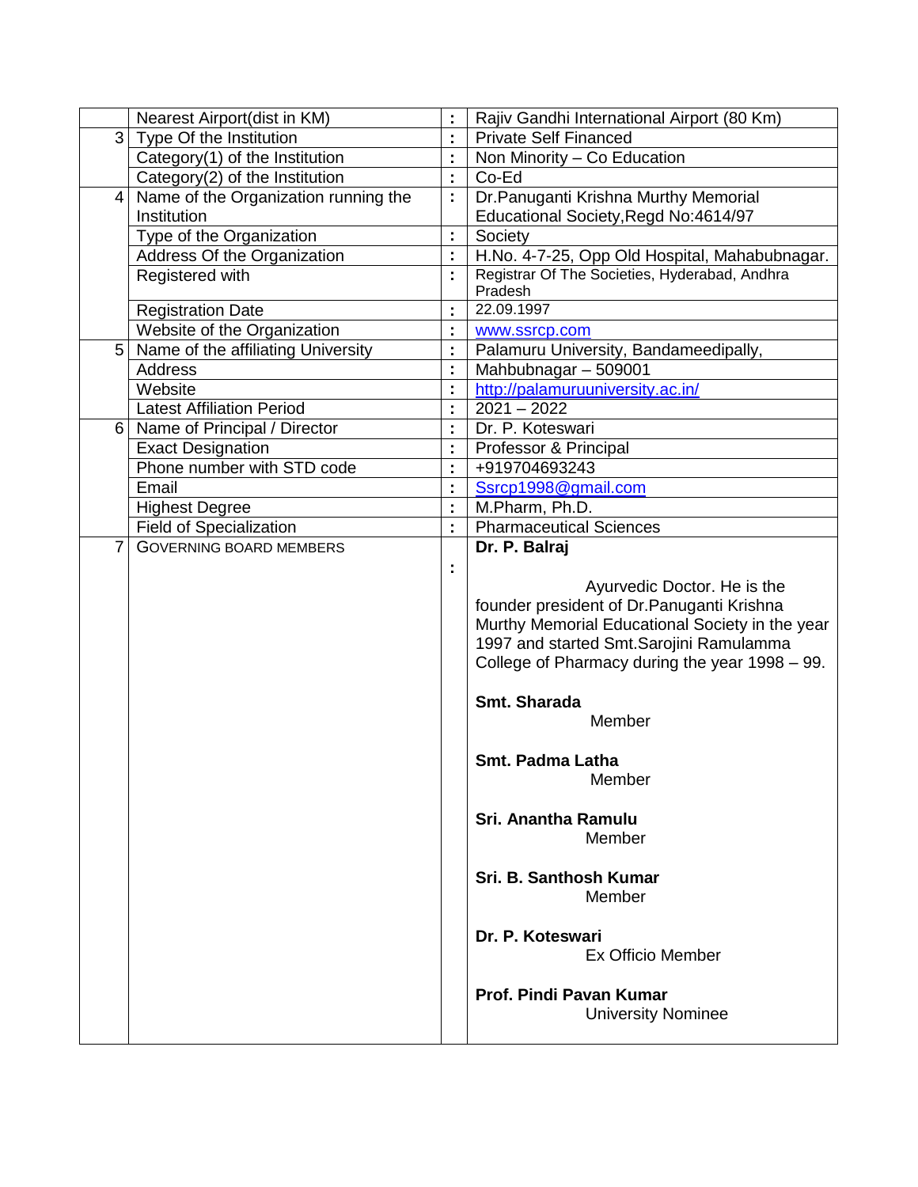| | | | |
|---|---|---|---|
| | Nearest Airport(dist in KM) | : | Rajiv Gandhi International Airport (80 Km) |
| 3 | Type Of the Institution | : | Private Self Financed |
| | Category(1) of the Institution | : | Non Minority – Co Education |
| | Category(2) of the Institution | : | Co-Ed |
| 4 | Name of the Organization running the Institution | : | Dr.Panuganti Krishna Murthy Memorial Educational Society,Regd No:4614/97 |
| | Type of the Organization | : | Society |
| | Address Of the Organization | : | H.No. 4-7-25, Opp Old Hospital, Mahabubnagar. |
| | Registered with | : | Registrar Of The Societies, Hyderabad, Andhra Pradesh |
| | Registration Date | : | 22.09.1997 |
| | Website of the Organization | : | www.ssrcp.com |
| 5 | Name of the affiliating University | : | Palamuru University, Bandameedipally, |
| | Address | : | Mahbubnagar – 509001 |
| | Website | : | http://palamuruuniversity.ac.in/ |
| | Latest Affiliation Period | : | 2021 – 2022 |
| 6 | Name of Principal / Director | : | Dr. P. Koteswari |
| | Exact Designation | : | Professor & Principal |
| | Phone number with STD code | : | +919704693243 |
| | Email | : | Ssrcp1998@gmail.com |
| | Highest Degree | : | M.Pharm, Ph.D. |
| | Field of Specialization | : | Pharmaceutical Sciences |
| 7 | GOVERNING BOARD MEMBERS | : | **Dr. P. Balraj**<br>Ayurvedic Doctor. He is the founder president of Dr.Panuganti Krishna Murthy Memorial Educational Society in the year 1997 and started Smt.Sarojini Ramulamma College of Pharmacy during the year 1998 – 99.<br><br>**Smt. Sharada**<br>Member<br><br>**Smt. Padma Latha**<br>Member<br><br>**Sri. Anantha Ramulu**<br>Member<br><br>**Sri. B. Santhosh Kumar**<br>Member<br><br>**Dr. P. Koteswari**<br>Ex Officio Member<br><br>**Prof. Pindi Pavan Kumar**<br>University Nominee |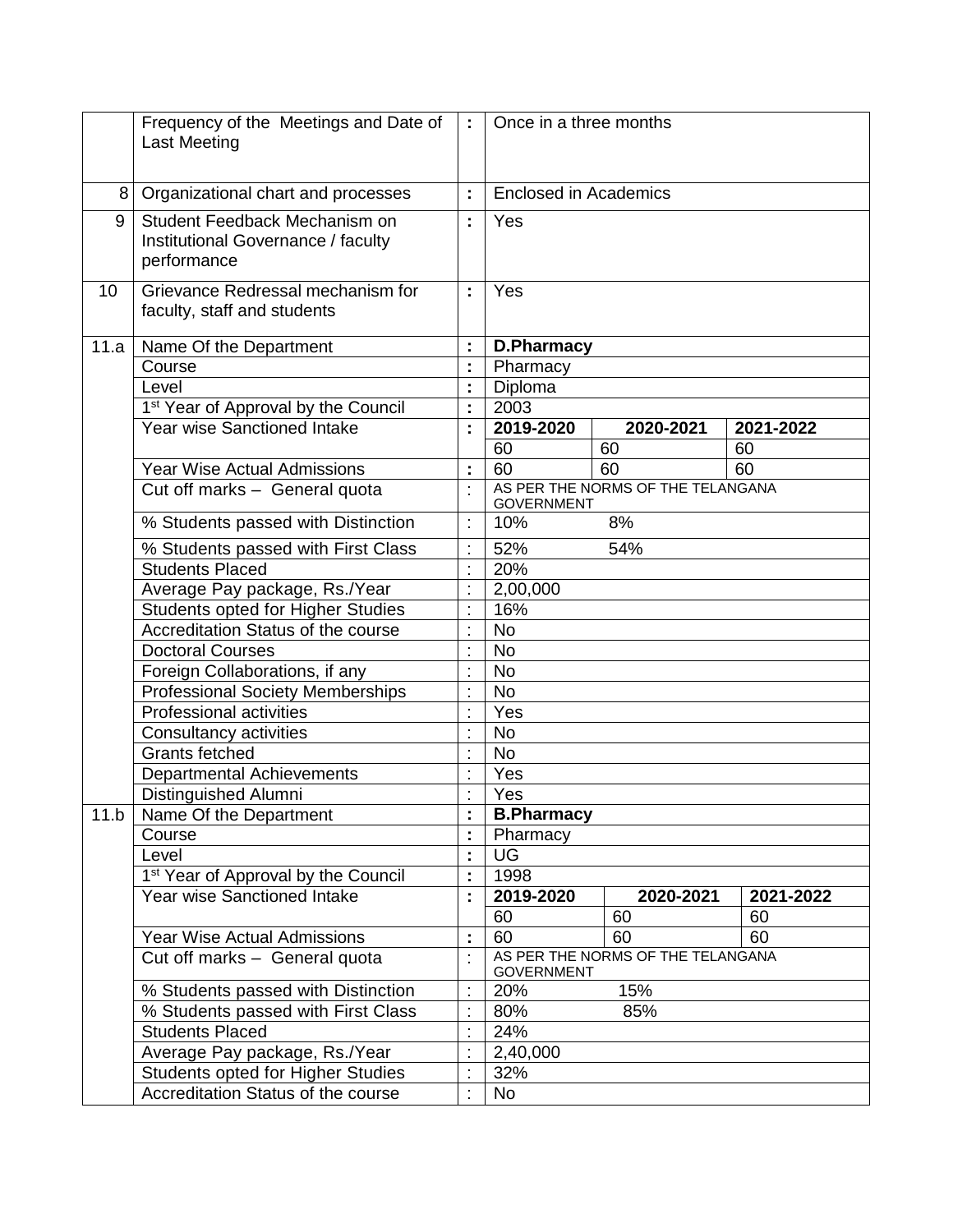| | | | | | |
|---|---|---|---|---|---|
| | Frequency of the Meetings and Date of Last Meeting | : | Once in a three months | | |
| 8 | Organizational chart and processes | : | Enclosed in Academics | | |
| 9 | Student Feedback Mechanism on Institutional Governance / faculty performance | : | Yes | | |
| 10 | Grievance Redressal mechanism for faculty, staff and students | : | Yes | | |
| 11.a | Name Of the Department | : | **D.Pharmacy** | | |
| | Course | : | Pharmacy | | |
| | Level | : | Diploma | | |
| | 1st Year of Approval by the Council | : | 2003 | | |
| | Year wise Sanctioned Intake | : | **2019-2020** | **2020-2021** | **2021-2022** |
| | | | 60 | 60 | 60 |
| | Year Wise Actual Admissions | : | 60 | 60 | 60 |
| | Cut off marks – General quota | : | AS PER THE NORMS OF THE TELANGANA GOVERNMENT | | |
| | % Students passed with Distinction | : | 10% | 8% | |
| | % Students passed with First Class | : | 52% | 54% | |
| | Students Placed | : | 20% | | |
| | Average Pay package, Rs./Year | : | 2,00,000 | | |
| | Students opted for Higher Studies | : | 16% | | |
| | Accreditation Status of the course | : | No | | |
| | Doctoral Courses | : | No | | |
| | Foreign Collaborations, if any | : | No | | |
| | Professional Society Memberships | : | No | | |
| | Professional activities | : | Yes | | |
| | Consultancy activities | : | No | | |
| | Grants fetched | : | No | | |
| | Departmental Achievements | : | Yes | | |
| | Distinguished Alumni | : | Yes | | |
| 11.b | Name Of the Department | : | **B.Pharmacy** | | |
| | Course | : | Pharmacy | | |
| | Level | : | UG | | |
| | 1st Year of Approval by the Council | : | 1998 | | |
| | Year wise Sanctioned Intake | : | **2019-2020** | **2020-2021** | **2021-2022** |
| | | | 60 | 60 | 60 |
| | Year Wise Actual Admissions | : | 60 | 60 | 60 |
| | Cut off marks – General quota | : | AS PER THE NORMS OF THE TELANGANA GOVERNMENT | | |
| | % Students passed with Distinction | : | 20% | 15% | |
| | % Students passed with First Class | : | 80% | 85% | |
| | Students Placed | : | 24% | | |
| | Average Pay package, Rs./Year | : | 2,40,000 | | |
| | Students opted for Higher Studies | : | 32% | | |
| | Accreditation Status of the course | : | No | | |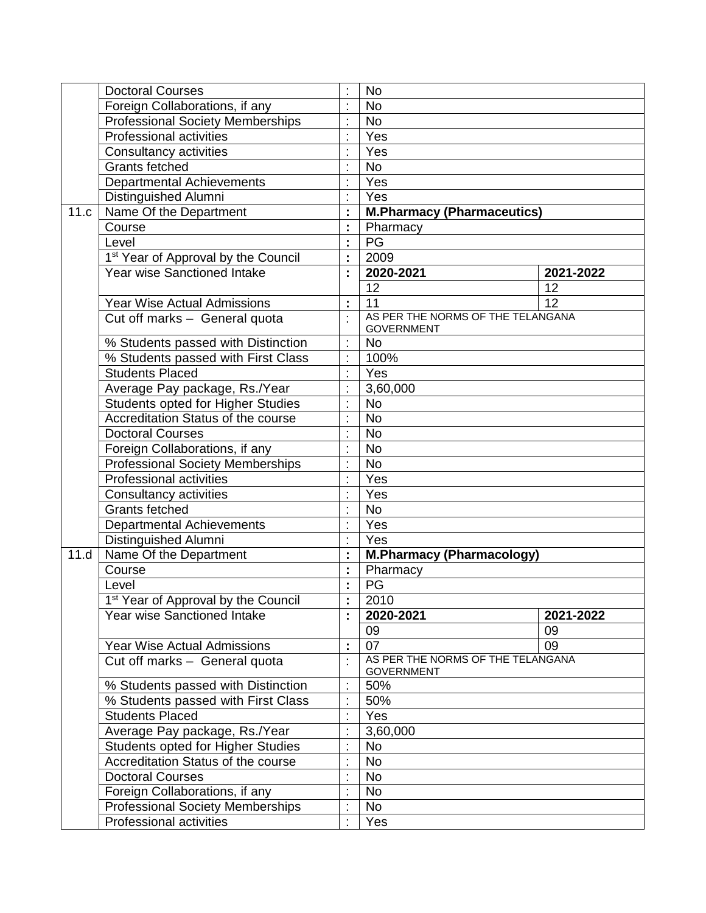|  |  |  |  |  |
|---|---|---|---|---|
|  | Doctoral Courses | : | No |  |
|  | Foreign Collaborations, if any | : | No |  |
|  | Professional Society Memberships | : | No |  |
|  | Professional activities | : | Yes |  |
|  | Consultancy activities | : | Yes |  |
|  | Grants fetched | : | No |  |
|  | Departmental Achievements | : | Yes |  |
|  | Distinguished Alumni | : | Yes |  |
| 11.c | Name Of the Department | : | **M.Pharmacy (Pharmaceutics)** |  |
|  | Course | : | Pharmacy |  |
|  | Level | : | PG |  |
|  | 1st Year of Approval by the Council | : | 2009 |  |
|  | Year wise Sanctioned Intake | : | **2020-2021** | **2021-2022** |
|  |  |  | 12 | 12 |
|  | Year Wise Actual Admissions | : | 11 | 12 |
|  | Cut off marks – General quota | : | AS PER THE NORMS OF THE TELANGANA GOVERNMENT |  |
|  | % Students passed with Distinction | : | No |  |
|  | % Students passed with First Class | : | 100% |  |
|  | Students Placed | : | Yes |  |
|  | Average Pay package, Rs./Year | : | 3,60,000 |  |
|  | Students opted for Higher Studies | : | No |  |
|  | Accreditation Status of the course | : | No |  |
|  | Doctoral Courses | : | No |  |
|  | Foreign Collaborations, if any | : | No |  |
|  | Professional Society Memberships | : | No |  |
|  | Professional activities | : | Yes |  |
|  | Consultancy activities | : | Yes |  |
|  | Grants fetched | : | No |  |
|  | Departmental Achievements | : | Yes |  |
|  | Distinguished Alumni | : | Yes |  |
| 11.d | Name Of the Department | : | **M.Pharmacy (Pharmacology)** |  |
|  | Course | : | Pharmacy |  |
|  | Level | : | PG |  |
|  | 1st Year of Approval by the Council | : | 2010 |  |
|  | Year wise Sanctioned Intake | : | **2020-2021** | **2021-2022** |
|  |  |  | 09 | 09 |
|  | Year Wise Actual Admissions | : | 07 | 09 |
|  | Cut off marks – General quota | : | AS PER THE NORMS OF THE TELANGANA GOVERNMENT |  |
|  | % Students passed with Distinction | : | 50% |  |
|  | % Students passed with First Class | : | 50% |  |
|  | Students Placed | : | Yes |  |
|  | Average Pay package, Rs./Year | : | 3,60,000 |  |
|  | Students opted for Higher Studies | : | No |  |
|  | Accreditation Status of the course | : | No |  |
|  | Doctoral Courses | : | No |  |
|  | Foreign Collaborations, if any | : | No |  |
|  | Professional Society Memberships | : | No |  |
|  | Professional activities | : | Yes |  |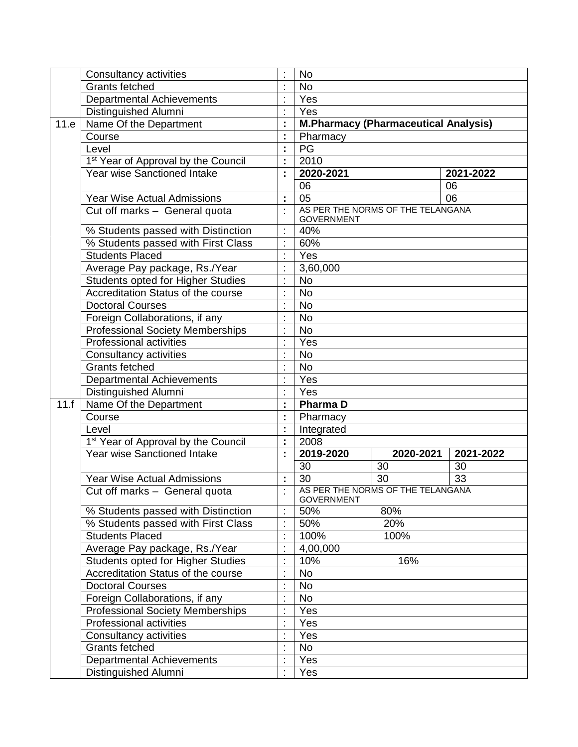| | | | | | |
|---|---|---|---|---|---|
| | Consultancy activities | : | No | | |
| | Grants fetched | : | No | | |
| | Departmental Achievements | : | Yes | | |
| | Distinguished Alumni | : | Yes | | |
| 11.e | Name Of the Department | : | **M.Pharmacy (Pharmaceutical Analysis)** | | |
| | Course | : | Pharmacy | | |
| | Level | : | PG | | |
| | 1st Year of Approval by the Council | : | 2010 | | |
| | Year wise Sanctioned Intake | : | **2020-2021** | | **2021-2022** |
| | | | 06 | | 06 |
| | Year Wise Actual Admissions | : | 05 | | 06 |
| | Cut off marks – General quota | : | AS PER THE NORMS OF THE TELANGANA GOVERNMENT | | |
| | % Students passed with Distinction | : | 40% | | |
| | % Students passed with First Class | : | 60% | | |
| | Students Placed | : | Yes | | |
| | Average Pay package, Rs./Year | : | 3,60,000 | | |
| | Students opted for Higher Studies | : | No | | |
| | Accreditation Status of the course | : | No | | |
| | Doctoral Courses | : | No | | |
| | Foreign Collaborations, if any | : | No | | |
| | Professional Society Memberships | : | No | | |
| | Professional activities | : | Yes | | |
| | Consultancy activities | : | No | | |
| | Grants fetched | : | No | | |
| | Departmental Achievements | : | Yes | | |
| | Distinguished Alumni | : | Yes | | |
| 11.f | Name Of the Department | : | **Pharma D** | | |
| | Course | : | Pharmacy | | |
| | Level | : | Integrated | | |
| | 1st Year of Approval by the Council | : | 2008 | | |
| | Year wise Sanctioned Intake | : | **2019-2020** | **2020-2021** | **2021-2022** |
| | | | 30 | 30 | 30 |
| | Year Wise Actual Admissions | : | 30 | 30 | 33 |
| | Cut off marks – General quota | : | AS PER THE NORMS OF THE TELANGANA GOVERNMENT | | |
| | % Students passed with Distinction | : | 50% | 80% | |
| | % Students passed with First Class | : | 50% | 20% | |
| | Students Placed | : | 100% | 100% | |
| | Average Pay package, Rs./Year | : | 4,00,000 | | |
| | Students opted for Higher Studies | : | 10% | 16% | |
| | Accreditation Status of the course | : | No | | |
| | Doctoral Courses | : | No | | |
| | Foreign Collaborations, if any | : | No | | |
| | Professional Society Memberships | : | Yes | | |
| | Professional activities | : | Yes | | |
| | Consultancy activities | : | Yes | | |
| | Grants fetched | : | No | | |
| | Departmental Achievements | : | Yes | | |
| | Distinguished Alumni | : | Yes | | |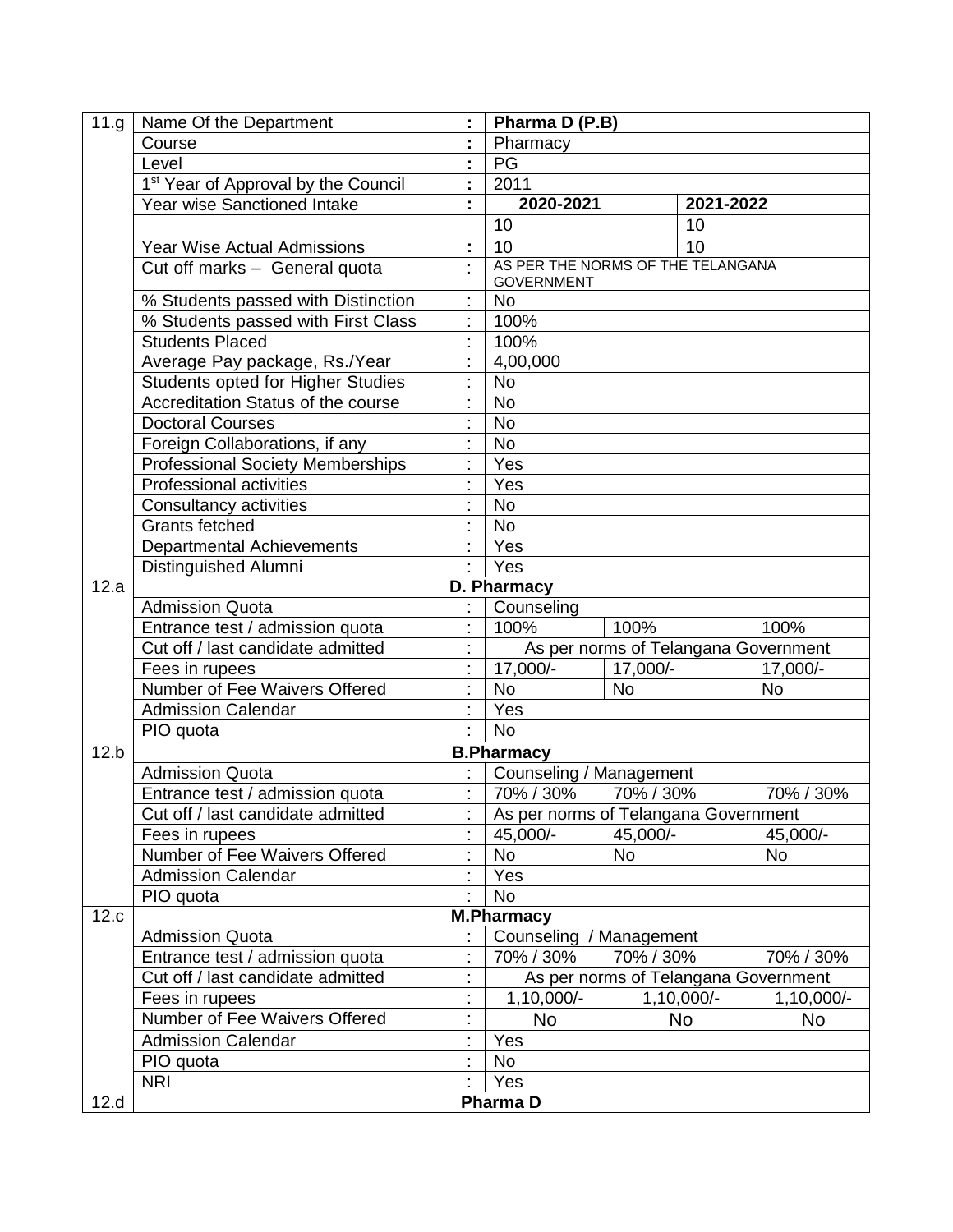| 11.g | Name Of the Department | : | **Pharma D (P.B)** | | |
|---|---|---|---|---|---|
| | Course | : | Pharmacy | | |
| | Level | : | PG | | |
| | 1[st] Year of Approval by the Council | : | 2011 | | |
| | Year wise Sanctioned Intake | : | **2020-2021** | **2021-2022** | |
| | | | 10 | 10 | |
| | Year Wise Actual Admissions | : | 10 | 10 | |
| | Cut off marks – General quota | : | AS PER THE NORMS OF THE TELANGANA GOVERNMENT | | |
| | % Students passed with Distinction | : | No | | |
| | % Students passed with First Class | : | 100% | | |
| | Students Placed | : | 100% | | |
| | Average Pay package, Rs./Year | : | 4,00,000 | | |
| | Students opted for Higher Studies | : | No | | |
| | Accreditation Status of the course | : | No | | |
| | Doctoral Courses | : | No | | |
| | Foreign Collaborations, if any | : | No | | |
| | Professional Society Memberships | : | Yes | | |
| | Professional activities | : | Yes | | |
| | Consultancy activities | : | No | | |
| | Grants fetched | : | No | | |
| | Departmental Achievements | : | Yes | | |
| | Distinguished Alumni | : | Yes | | |
| 12.a | **D. Pharmacy** | | | | |
| | Admission Quota | : | Counseling | | |
| | Entrance test / admission quota | : | 100% | 100% | 100% |
| | Cut off / last candidate admitted | : | As per norms of Telangana Government | | |
| | Fees in rupees | : | 17,000/- | 17,000/- | 17,000/- |
| | Number of Fee Waivers Offered | : | No | No | No |
| | Admission Calendar | : | Yes | | |
| | PIO quota | : | No | | |
| 12.b | **B.Pharmacy** | | | | |
| | Admission Quota | : | Counseling / Management | | |
| | Entrance test / admission quota | : | 70% / 30% | 70% / 30% | 70% / 30% |
| | Cut off / last candidate admitted | : | As per norms of Telangana Government | | |
| | Fees in rupees | : | 45,000/- | 45,000/- | 45,000/- |
| | Number of Fee Waivers Offered | : | No | No | No |
| | Admission Calendar | : | Yes | | |
| | PIO quota | : | No | | |
| 12.c | **M.Pharmacy** | | | | |
| | Admission Quota | : | Counseling / Management | | |
| | Entrance test / admission quota | : | 70% / 30% | 70% / 30% | 70% / 30% |
| | Cut off / last candidate admitted | : | As per norms of Telangana Government | | |
| | Fees in rupees | : | 1,10,000/- | 1,10,000/- | 1,10,000/- |
| | Number of Fee Waivers Offered | : | No | No | No |
| | Admission Calendar | : | Yes | | |
| | PIO quota | : | No | | |
| | NRI | : | Yes | | |
| 12.d | **Pharma D** | | | | |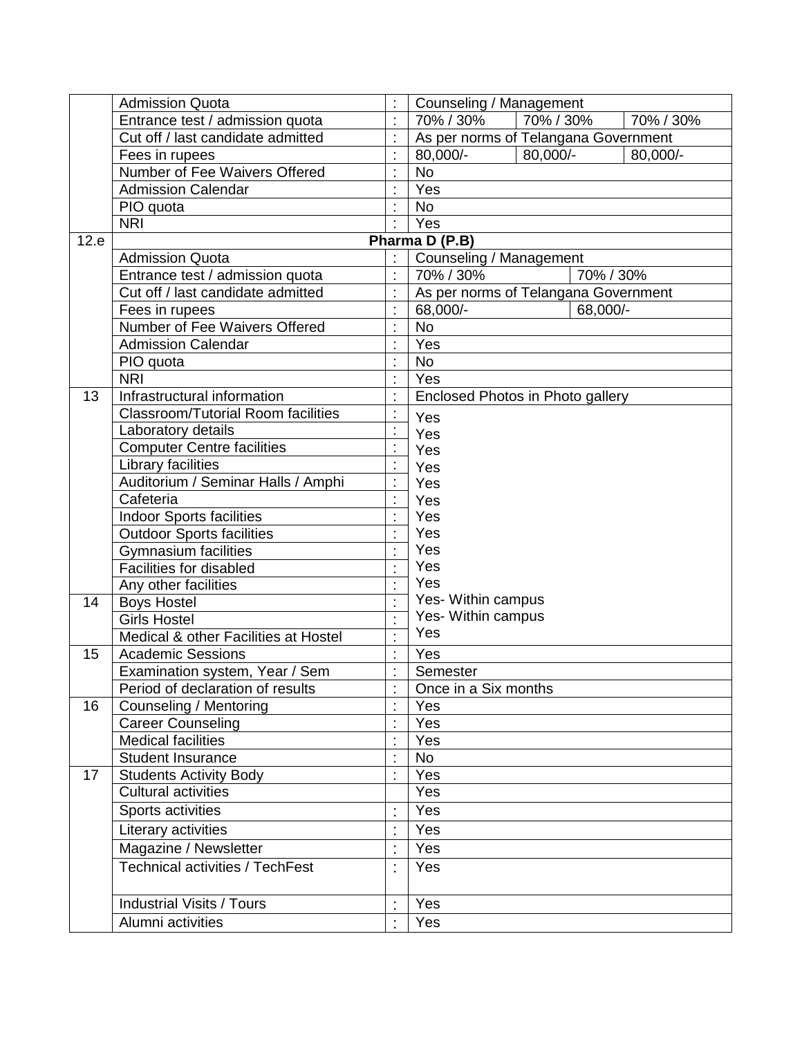|  |  |  |  |  |  |
|---|---|---|---|---|---|
|  | Admission Quota | : | Counseling / Management |  |  |
|  | Entrance test / admission quota | : | 70% / 30% | 70% / 30% | 70% / 30% |
|  | Cut off / last candidate admitted | : | As per norms of Telangana Government |  |  |
|  | Fees in rupees | : | 80,000/- | 80,000/- | 80,000/- |
|  | Number of Fee Waivers Offered | : | No |  |  |
|  | Admission Calendar | : | Yes |  |  |
|  | PIO quota | : | No |  |  |
|  | NRI | : | Yes |  |  |
| 12.e | **Pharma D (P.B)** |  |  |  |  |
|  | Admission Quota | : | Counseling / Management |  |  |
|  | Entrance test / admission quota | : | 70% / 30% | 70% / 30% |  |
|  | Cut off / last candidate admitted | : | As per norms of Telangana Government |  |  |
|  | Fees in rupees | : | 68,000/- | 68,000/- |  |
|  | Number of Fee Waivers Offered | : | No |  |  |
|  | Admission Calendar | : | Yes |  |  |
|  | PIO quota | : | No |  |  |
|  | NRI | : | Yes |  |  |
| 13 | Infrastructural information | : | Enclosed Photos in Photo gallery |  |  |
|  | Classroom/Tutorial Room facilities | : | Yes |  |  |
|  | Laboratory details | : | Yes |  |  |
|  | Computer Centre facilities | : | Yes |  |  |
|  | Library facilities | : | Yes |  |  |
|  | Auditorium / Seminar Halls / Amphi | : | Yes |  |  |
|  | Cafeteria | : | Yes |  |  |
|  | Indoor Sports facilities | : | Yes |  |  |
|  | Outdoor Sports facilities | : | Yes |  |  |
|  | Gymnasium facilities | : | Yes |  |  |
|  | Facilities for disabled | : | Yes |  |  |
|  | Any other facilities | : | Yes |  |  |
| 14 | Boys Hostel | : | Yes- Within campus |  |  |
|  | Girls Hostel | : | Yes- Within campus |  |  |
|  | Medical & other Facilities at Hostel | : | Yes |  |  |
| 15 | Academic Sessions | : | Yes |  |  |
|  | Examination system, Year / Sem | : | Semester |  |  |
|  | Period of declaration of results | : | Once in a Six months |  |  |
| 16 | Counseling / Mentoring | : | Yes |  |  |
|  | Career Counseling | : | Yes |  |  |
|  | Medical facilities | : | Yes |  |  |
|  | Student Insurance | : | No |  |  |
| 17 | Students Activity Body | : | Yes |  |  |
|  | Cultural activities |  | Yes |  |  |
|  | Sports activities | : | Yes |  |  |
|  | Literary activities | : | Yes |  |  |
|  | Magazine / Newsletter | : | Yes |  |  |
|  | Technical activities / TechFest | : | Yes |  |  |
|  | Industrial Visits / Tours | : | Yes |  |  |
|  | Alumni activities | : | Yes |  |  |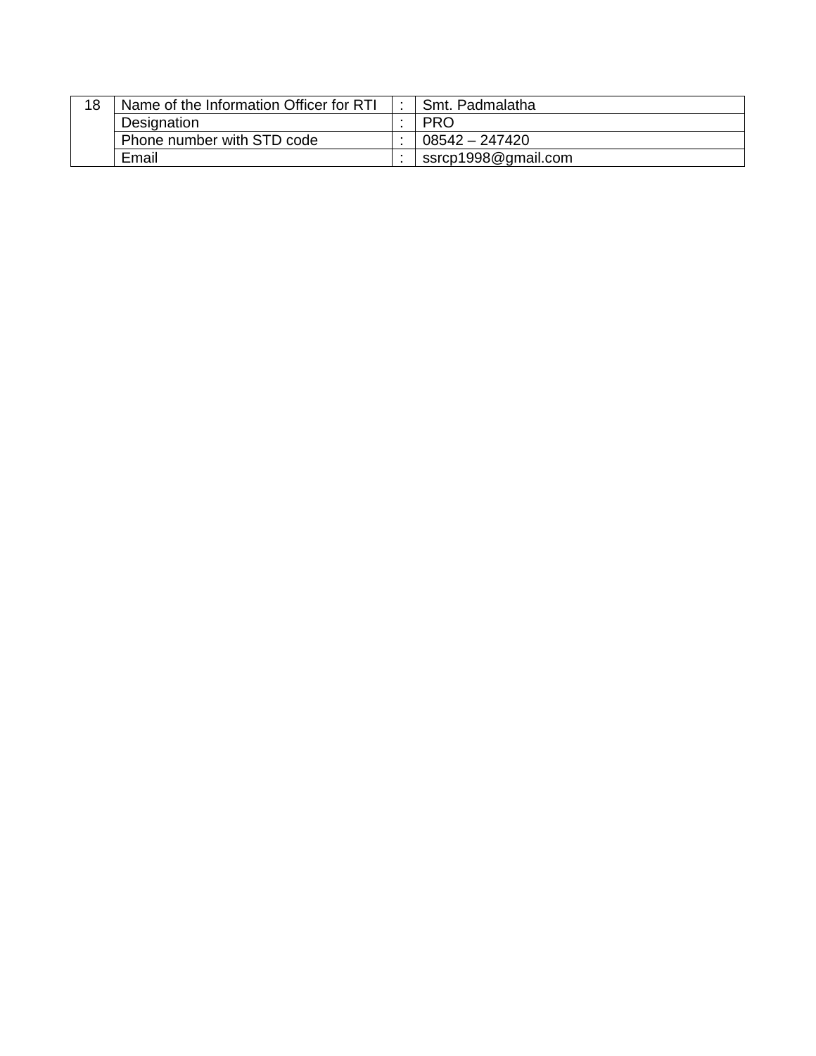| | | | |
|---|---|---|---|
| 18 | Name of the Information Officer for RTI | : | Smt. Padmalatha |
| | Designation | : | PRO |
| | Phone number with STD code | : | 08542 – 247420 |
| | Email | : | ssrcp1998@gmail.com |